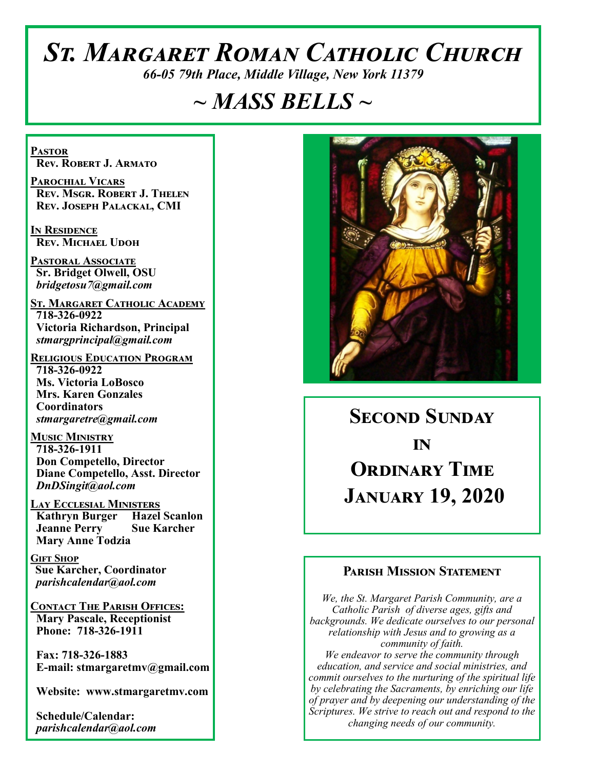# St. Margaret Roman Catholic Church

*66-05 79th Place, Middle Village, New York 11379*

# ~ MASS BELLS ~

**Pastor**
**Rev. Robert J. Armato**

**Parochial Vicars**
**Rev. Msgr. Robert J. Thelen**
**Rev. Joseph Palackal, CMI**

**In Residence**
**Rev. Michael Udoh**

**Pastoral Associate**
**Sr. Bridget Olwell, OSU**
*bridgetosu7@gmail.com*

**St. Margaret Catholic Academy**
**718-326-0922**
**Victoria Richardson, Principal**
*stmargprincipal@gmail.com*

**Religious Education Program**
**718-326-0922**
**Ms. Victoria LoBosco**
**Mrs. Karen Gonzales**
**Coordinators**
*stmargaretre@gmail.com*

**Music Ministry**
**718-326-1911**
**Don Competello, Director**
**Diane Competello, Asst. Director**
*DnDSingit@aol.com*

**Lay Ecclesial Ministers**
**Kathryn Burger**
**Hazel Scanlon**
**Jeanne Perry**
**Sue Karcher**
**Mary Anne Todzia**

**Gift Shop**
**Sue Karcher, Coordinator**
*parishcalendar@aol.com*

**Contact The Parish Offices:**
**Mary Pascale, Receptionist**
**Phone: 718-326-1911**

**Fax: 718-326-1883**
**E-mail: stmargaretmv@gmail.com**

**Website: www.stmargaretmv.com**

**Schedule/Calendar:**
*parishcalendar@aol.com*

## Second Sunday in Ordinary Time
## January 19, 2020

### Parish Mission Statement

*We, the St. Margaret Parish Community, are a Catholic Parish of diverse ages, gifts and backgrounds. We dedicate ourselves to our personal relationship with Jesus and to growing as a community of faith.*
*We endeavor to serve the community through education, and service and social ministries, and commit ourselves to the nurturing of the spiritual life by celebrating the Sacraments, by enriching our life of prayer and by deepening our understanding of the Scriptures. We strive to reach out and respond to the changing needs of our community.*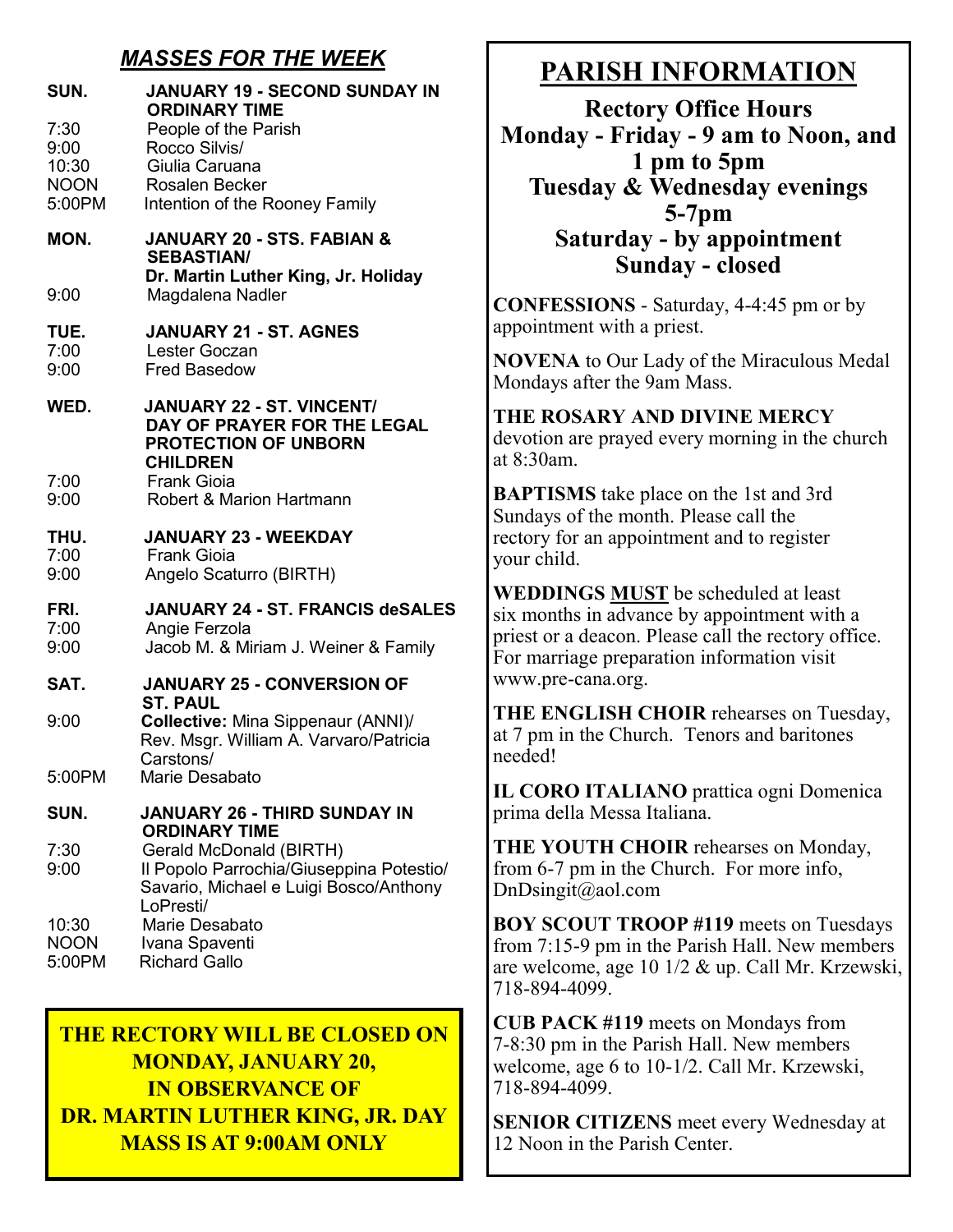## *MASSES FOR THE WEEK*

**SUN. JANUARY 19 - SECOND SUNDAY IN ORDINARY TIME**

- 7:30 People of the Parish
- 9:00 Rocco Silvis/
- 10:30 Giulia Caruana
- NOON Rosalen Becker
- 5:00PM Intention of the Rooney Family

**MON. JANUARY 20 - STS. FABIAN & SEBASTIAN/ Dr. Martin Luther King, Jr. Holiday**

- 9:00 Magdalena Nadler

**TUE. JANUARY 21 - ST. AGNES**

- 7:00 Lester Goczan
- 9:00 Fred Basedow

**WED. JANUARY 22 - ST. VINCENT/ DAY OF PRAYER FOR THE LEGAL PROTECTION OF UNBORN CHILDREN**

- 7:00 Frank Gioia
- 9:00 Robert & Marion Hartmann

**THU. JANUARY 23 - WEEKDAY**

- 7:00 Frank Gioia
- 9:00 Angelo Scaturro (BIRTH)

**FRI. JANUARY 24 - ST. FRANCIS deSALES**

- 7:00 Angie Ferzola
- 9:00 Jacob M. & Miriam J. Weiner & Family

**SAT. JANUARY 25 - CONVERSION OF ST. PAUL**

- 9:00 **Collective:** Mina Sippenaur (ANNI)/ Rev. Msgr. William A. Varvaro/Patricia Carstons/
- 5:00PM Marie Desabato

**SUN. JANUARY 26 - THIRD SUNDAY IN ORDINARY TIME**

- 7:30 Gerald McDonald (BIRTH)
- 9:00 Il Popolo Parrochia/Giuseppina Potestio/ Savario, Michael e Luigi Bosco/Anthony LoPresti/
- 10:30 Marie Desabato
- NOON Ivana Spaventi
- 5:00PM Richard Gallo

**THE RECTORY WILL BE CLOSED ON MONDAY, JANUARY 20, IN OBSERVANCE OF DR. MARTIN LUTHER KING, JR. DAY MASS IS AT 9:00AM ONLY**

# PARISH INFORMATION

**Rectory Office Hours**
**Monday - Friday - 9 am to Noon, and 1 pm to 5pm**
**Tuesday & Wednesday evenings 5-7pm**
**Saturday - by appointment**
**Sunday - closed**

**CONFESSIONS** - Saturday, 4-4:45 pm or by appointment with a priest.

**NOVENA** to Our Lady of the Miraculous Medal Mondays after the 9am Mass.

**THE ROSARY AND DIVINE MERCY** devotion are prayed every morning in the church at 8:30am.

**BAPTISMS** take place on the 1st and 3rd Sundays of the month. Please call the rectory for an appointment and to register your child.

**WEDDINGS <u>MUST</u>** be scheduled at least six months in advance by appointment with a priest or a deacon. Please call the rectory office. For marriage preparation information visit www.pre-cana.org.

**THE ENGLISH CHOIR** rehearses on Tuesday, at 7 pm in the Church. Tenors and baritones needed!

**IL CORO ITALIANO** prattica ogni Domenica prima della Messa Italiana.

**THE YOUTH CHOIR** rehearses on Monday, from 6-7 pm in the Church. For more info, DnDsingit@aol.com

**BOY SCOUT TROOP #119** meets on Tuesdays from 7:15-9 pm in the Parish Hall. New members are welcome, age 10 1/2 & up. Call Mr. Krzewski, 718-894-4099.

**CUB PACK #119** meets on Mondays from 7-8:30 pm in the Parish Hall. New members welcome, age 6 to 10-1/2. Call Mr. Krzewski, 718-894-4099.

**SENIOR CITIZENS** meet every Wednesday at 12 Noon in the Parish Center.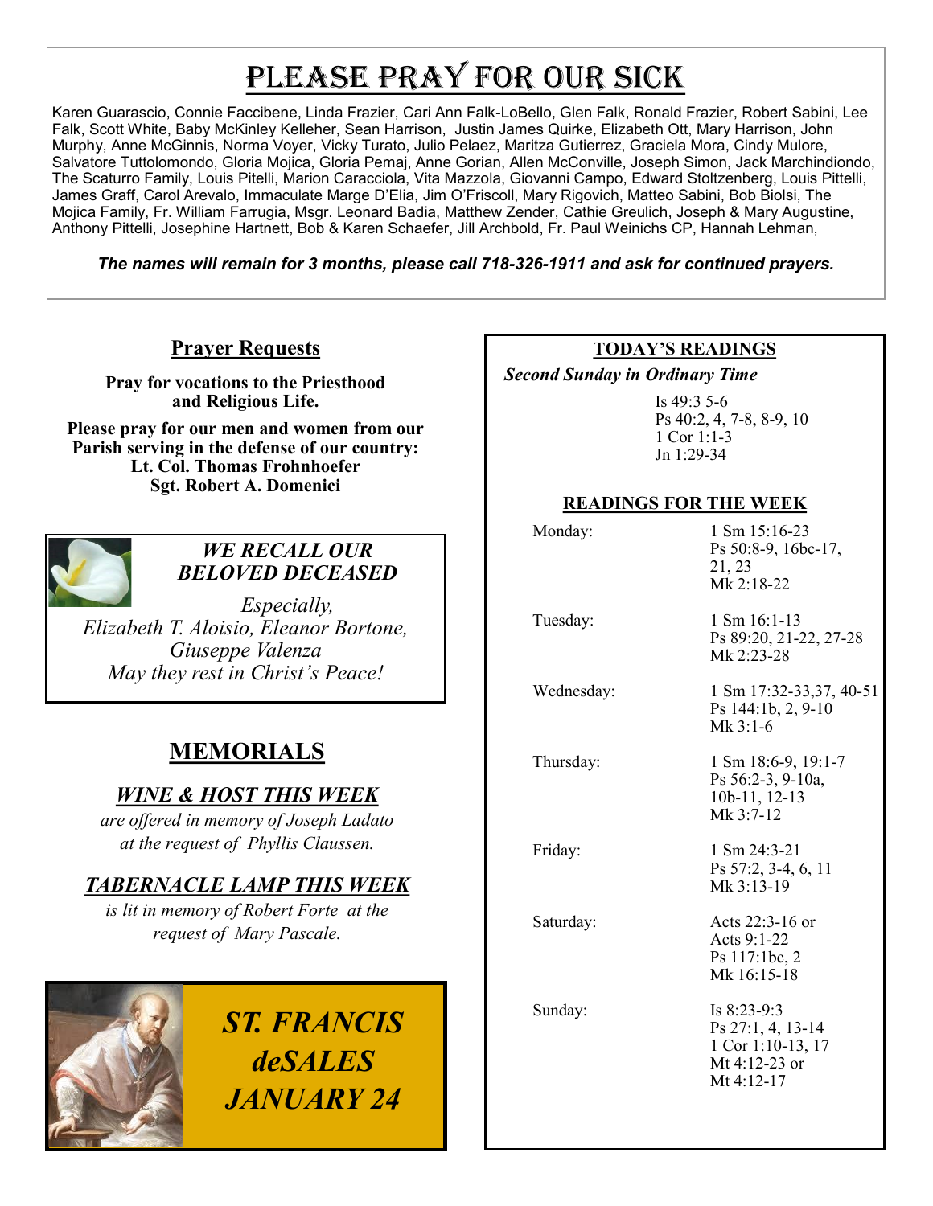# PLEASE PRAY FOR OUR SICK

Karen Guarascio, Connie Faccibene, Linda Frazier, Cari Ann Falk-LoBello, Glen Falk, Ronald Frazier, Robert Sabini, Lee Falk, Scott White, Baby McKinley Kelleher, Sean Harrison, Justin James Quirke, Elizabeth Ott, Mary Harrison, John Murphy, Anne McGinnis, Norma Voyer, Vicky Turato, Julio Pelaez, Maritza Gutierrez, Graciela Mora, Cindy Mulore, Salvatore Tuttolomondo, Gloria Mojica, Gloria Pemaj, Anne Gorian, Allen McConville, Joseph Simon, Jack Marchindiondo, The Scaturro Family, Louis Pitelli, Marion Caracciola, Vita Mazzola, Giovanni Campo, Edward Stoltzenberg, Louis Pittelli, James Graff, Carol Arevalo, Immaculate Marge D'Elia, Jim O'Friscoll, Mary Rigovich, Matteo Sabini, Bob Biolsi, The Mojica Family, Fr. William Farrugia, Msgr. Leonard Badia, Matthew Zender, Cathie Greulich, Joseph & Mary Augustine, Anthony Pittelli, Josephine Hartnett, Bob & Karen Schaefer, Jill Archbold, Fr. Paul Weinichs CP, Hannah Lehman,

***The names will remain for 3 months, please call 718-326-1911 and ask for continued prayers.***

## Prayer Requests

**Pray for vocations to the Priesthood and Religious Life.**

**Please pray for our men and women from our Parish serving in the defense of our country:**
**Lt. Col. Thomas Frohnhoefer**
**Sgt. Robert A. Domenici**

### *WE RECALL OUR BELOVED DECEASED*

*Especially,*
*Elizabeth T. Aloisio, Eleanor Bortone, Giuseppe Valenza*
*May they rest in Christ's Peace!*

## MEMORIALS

### *WINE & HOST THIS WEEK*

*are offered in memory of Joseph Ladato at the request of Phyllis Claussen.*

### *TABERNACLE LAMP THIS WEEK*

*is lit in memory of Robert Forte at the request of Mary Pascale.*

## *ST. FRANCIS deSALES JANUARY 24*

## TODAY'S READINGS

***Second Sunday in Ordinary Time***

Is 49:3 5-6
Ps 40:2, 4, 7-8, 8-9, 10
1 Cor 1:1-3
Jn 1:29-34

## READINGS FOR THE WEEK

| | |
|---|---|
| Monday: | 1 Sm 15:16-23<br>Ps 50:8-9, 16bc-17, 21, 23<br>Mk 2:18-22 |
| Tuesday: | 1 Sm 16:1-13<br>Ps 89:20, 21-22, 27-28<br>Mk 2:23-28 |
| Wednesday: | 1 Sm 17:32-33,37, 40-51<br>Ps 144:1b, 2, 9-10<br>Mk 3:1-6 |
| Thursday: | 1 Sm 18:6-9, 19:1-7<br>Ps 56:2-3, 9-10a, 10b-11, 12-13<br>Mk 3:7-12 |
| Friday: | 1 Sm 24:3-21<br>Ps 57:2, 3-4, 6, 11<br>Mk 3:13-19 |
| Saturday: | Acts 22:3-16 or<br>Acts 9:1-22<br>Ps 117:1bc, 2<br>Mk 16:15-18 |
| Sunday: | Is 8:23-9:3<br>Ps 27:1, 4, 13-14<br>1 Cor 1:10-13, 17<br>Mt 4:12-23 or<br>Mt 4:12-17 |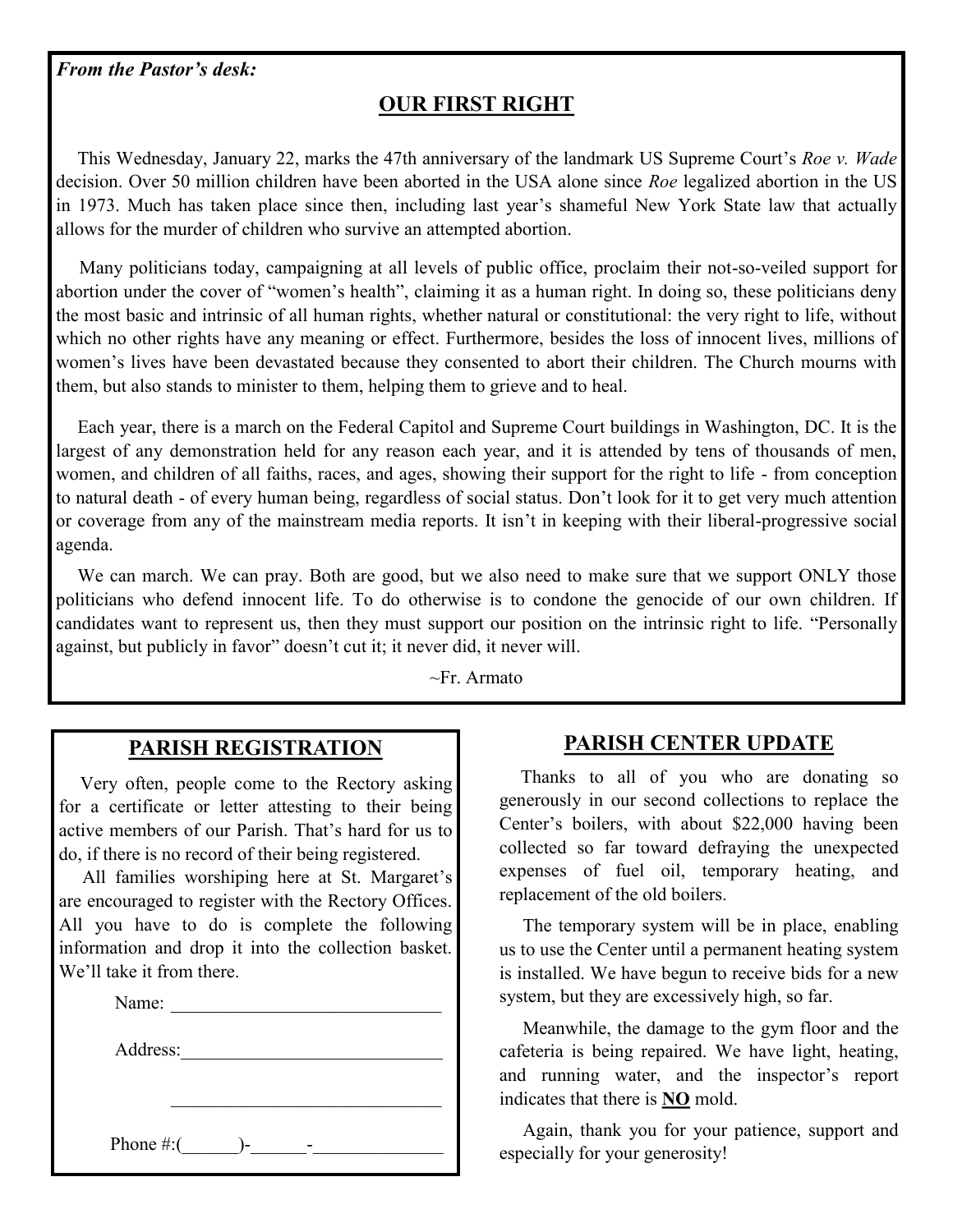*From the Pastor's desk:*

## OUR FIRST RIGHT

This Wednesday, January 22, marks the 47th anniversary of the landmark US Supreme Court's *Roe v. Wade* decision. Over 50 million children have been aborted in the USA alone since *Roe* legalized abortion in the US in 1973. Much has taken place since then, including last year's shameful New York State law that actually allows for the murder of children who survive an attempted abortion.

Many politicians today, campaigning at all levels of public office, proclaim their not-so-veiled support for abortion under the cover of "women's health", claiming it as a human right. In doing so, these politicians deny the most basic and intrinsic of all human rights, whether natural or constitutional: the very right to life, without which no other rights have any meaning or effect. Furthermore, besides the loss of innocent lives, millions of women's lives have been devastated because they consented to abort their children. The Church mourns with them, but also stands to minister to them, helping them to grieve and to heal.

Each year, there is a march on the Federal Capitol and Supreme Court buildings in Washington, DC. It is the largest of any demonstration held for any reason each year, and it is attended by tens of thousands of men, women, and children of all faiths, races, and ages, showing their support for the right to life - from conception to natural death - of every human being, regardless of social status. Don't look for it to get very much attention or coverage from any of the mainstream media reports. It isn't in keeping with their liberal-progressive social agenda.

We can march. We can pray. Both are good, but we also need to make sure that we support ONLY those politicians who defend innocent life. To do otherwise is to condone the genocide of our own children. If candidates want to represent us, then they must support our position on the intrinsic right to life. "Personally against, but publicly in favor" doesn't cut it; it never did, it never will.

~Fr. Armato

## PARISH REGISTRATION

Very often, people come to the Rectory asking for a certificate or letter attesting to their being active members of our Parish. That's hard for us to do, if there is no record of their being registered.

All families worshiping here at St. Margaret's are encouraged to register with the Rectory Offices. All you have to do is complete the following information and drop it into the collection basket. We'll take it from there.

Name: ______________________________

Address:____________________________

______________________________

Phone #:(______)-______-______________

## PARISH CENTER UPDATE

Thanks to all of you who are donating so generously in our second collections to replace the Center's boilers, with about $22,000 having been collected so far toward defraying the unexpected expenses of fuel oil, temporary heating, and replacement of the old boilers.

The temporary system will be in place, enabling us to use the Center until a permanent heating system is installed. We have begun to receive bids for a new system, but they are excessively high, so far.

Meanwhile, the damage to the gym floor and the cafeteria is being repaired. We have light, heating, and running water, and the inspector's report indicates that there is <u>**NO**</u> mold.

Again, thank you for your patience, support and especially for your generosity!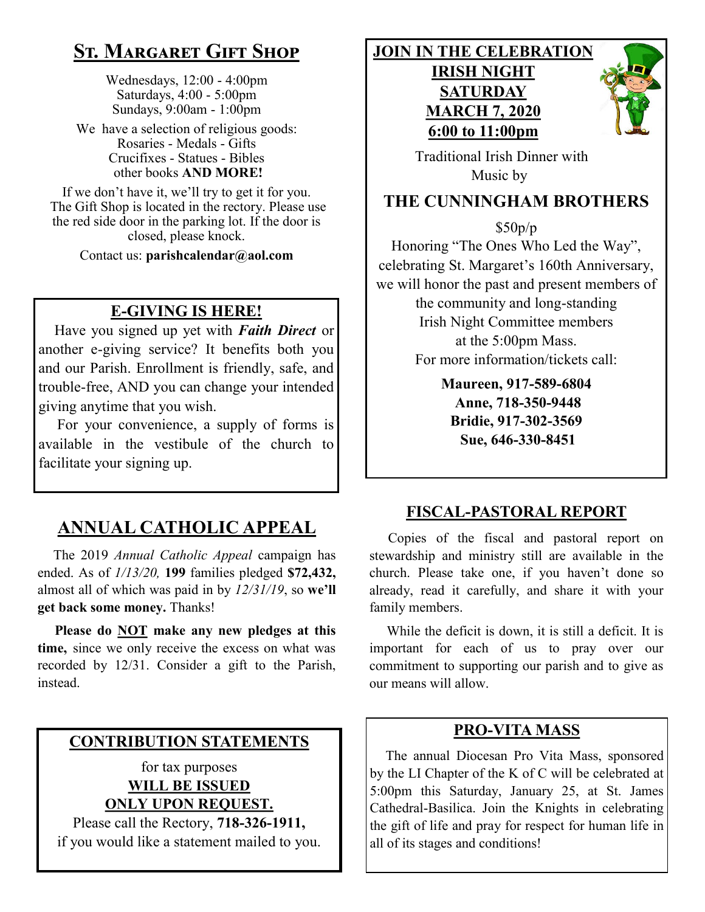## St. Margaret Gift Shop

Wednesdays, 12:00 - 4:00pm
Saturdays, 4:00 - 5:00pm
Sundays, 9:00am - 1:00pm

We have a selection of religious goods:
Rosaries - Medals - Gifts
Crucifixes - Statues - Bibles
other books **AND MORE!**

If we don't have it, we'll try to get it for you. The Gift Shop is located in the rectory. Please use the red side door in the parking lot. If the door is closed, please knock.

Contact us: **parishcalendar@aol.com**

## E-GIVING IS HERE!

Have you signed up yet with ***Faith Direct*** or another e-giving service? It benefits both you and our Parish. Enrollment is friendly, safe, and trouble-free, AND you can change your intended giving anytime that you wish.

For your convenience, a supply of forms is available in the vestibule of the church to facilitate your signing up.

## ANNUAL CATHOLIC APPEAL

The 2019 *Annual Catholic Appeal* campaign has ended. As of *1/13/20,* **199** families pledged **$72,432,** almost all of which was paid in by *12/31/19*, so **we'll get back some money.** Thanks!

**Please do NOT make any new pledges at this time,** since we only receive the excess on what was recorded by 12/31. Consider a gift to the Parish, instead.

## CONTRIBUTION STATEMENTS

for tax purposes
**WILL BE ISSUED**
**ONLY UPON REQUEST.**

Please call the Rectory, **718-326-1911,** if you would like a statement mailed to you.

## JOIN IN THE CELEBRATION
## IRISH NIGHT
## SATURDAY
## MARCH 7, 2020
## 6:00 to 11:00pm

Traditional Irish Dinner with Music by

## THE CUNNINGHAM BROTHERS

$50p/p

Honoring "The Ones Who Led the Way", celebrating St. Margaret's 160th Anniversary, we will honor the past and present members of the community and long-standing Irish Night Committee members at the 5:00pm Mass.

For more information/tickets call:

**Maureen, 917-589-6804**
**Anne, 718-350-9448**
**Bridie, 917-302-3569**
**Sue, 646-330-8451**

## FISCAL-PASTORAL REPORT

Copies of the fiscal and pastoral report on stewardship and ministry still are available in the church. Please take one, if you haven't done so already, read it carefully, and share it with your family members.

While the deficit is down, it is still a deficit. It is important for each of us to pray over our commitment to supporting our parish and to give as our means will allow.

## PRO-VITA MASS

The annual Diocesan Pro Vita Mass, sponsored by the LI Chapter of the K of C will be celebrated at 5:00pm this Saturday, January 25, at St. James Cathedral-Basilica. Join the Knights in celebrating the gift of life and pray for respect for human life in all of its stages and conditions!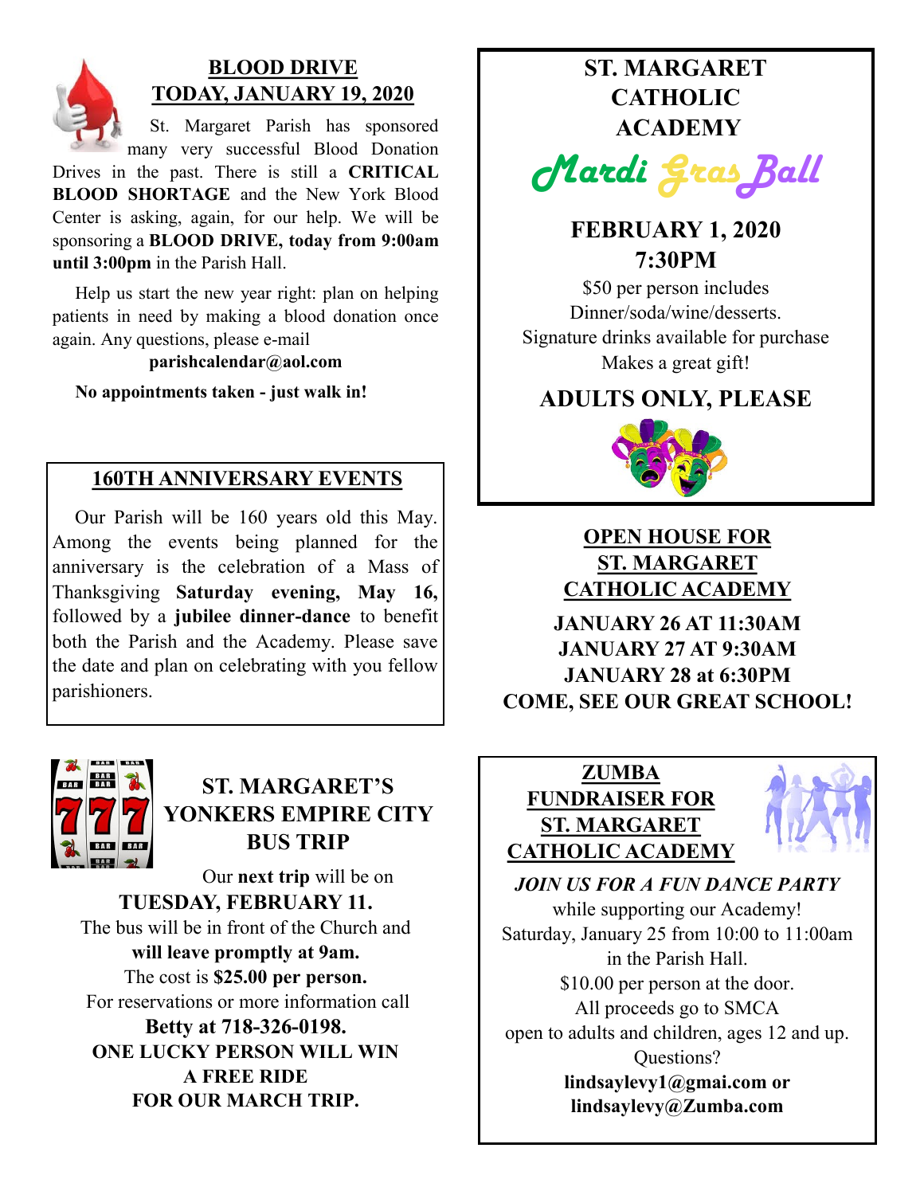## BLOOD DRIVE
## TODAY, JANUARY 19, 2020

St. Margaret Parish has sponsored many very successful Blood Donation Drives in the past. There is still a **CRITICAL BLOOD SHORTAGE** and the New York Blood Center is asking, again, for our help. We will be sponsoring a **BLOOD DRIVE, today from 9:00am until 3:00pm** in the Parish Hall.

Help us start the new year right: plan on helping patients in need by making a blood donation once again. Any questions, please e-mail **parishcalendar@aol.com**

**No appointments taken - just walk in!**

## 160TH ANNIVERSARY EVENTS

Our Parish will be 160 years old this May. Among the events being planned for the anniversary is the celebration of a Mass of Thanksgiving **Saturday evening, May 16,** followed by a **jubilee dinner-dance** to benefit both the Parish and the Academy. Please save the date and plan on celebrating with you fellow parishioners.

## ST. MARGARET'S YONKERS EMPIRE CITY BUS TRIP

Our **next trip** will be on

**TUESDAY, FEBRUARY 11.**

The bus will be in front of the Church and **will leave promptly at 9am.**

The cost is **$25.00 per person.**

For reservations or more information call **Betty at 718-326-0198.**

**ONE LUCKY PERSON WILL WIN A FREE RIDE FOR OUR MARCH TRIP.**

## ST. MARGARET CATHOLIC ACADEMY

### *Mardi Gras Ball*

**FEBRUARY 1, 2020**
**7:30PM**

$50 per person includes
Dinner/soda/wine/desserts.
Signature drinks available for purchase
Makes a great gift!

**ADULTS ONLY, PLEASE**

## OPEN HOUSE FOR ST. MARGARET CATHOLIC ACADEMY

**JANUARY 26 AT 11:30AM**
**JANUARY 27 AT 9:30AM**
**JANUARY 28 at 6:30PM**
**COME, SEE OUR GREAT SCHOOL!**

## ZUMBA FUNDRAISER FOR ST. MARGARET CATHOLIC ACADEMY

***JOIN US FOR A FUN DANCE PARTY***

while supporting our Academy!
Saturday, January 25 from 10:00 to 11:00am in the Parish Hall.
$10.00 per person at the door.
All proceeds go to SMCA
open to adults and children, ages 12 and up.
Questions?
**lindsaylevy1@gmai.com or**
**lindsaylevy@Zumba.com**